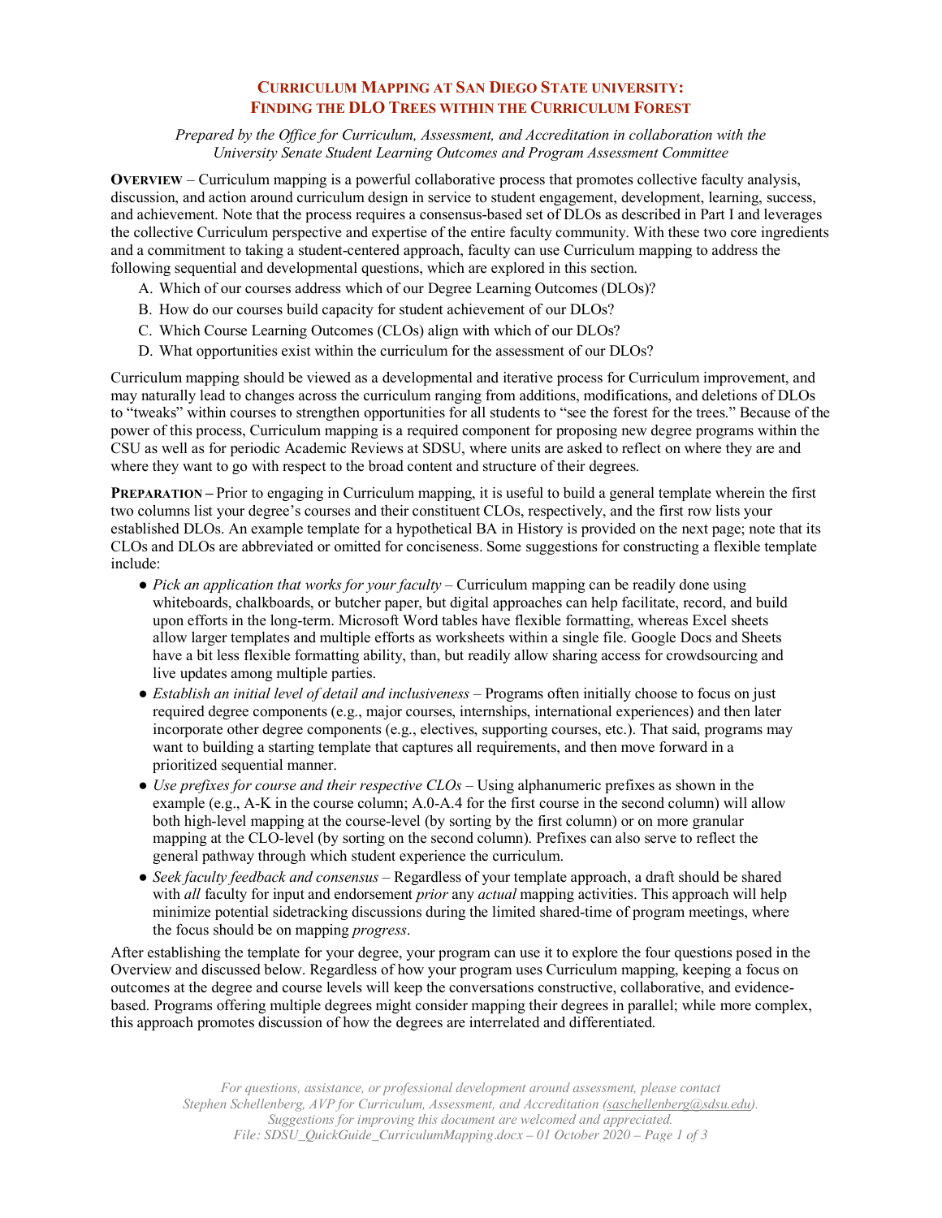# Curriculum Mapping at San Diego State University: Finding the DLO Trees within the Curriculum Forest

*Prepared by the Office for Curriculum, Assessment, and Accreditation in collaboration with the University Senate Student Learning Outcomes and Program Assessment Committee*

**Overview** – Curriculum mapping is a powerful collaborative process that promotes collective faculty analysis, discussion, and action around curriculum design in service to student engagement, development, learning, success, and achievement. Note that the process requires a consensus-based set of DLOs as described in Part I and leverages the collective Curriculum perspective and expertise of the entire faculty community. With these two core ingredients and a commitment to taking a student-centered approach, faculty can use Curriculum mapping to address the following sequential and developmental questions, which are explored in this section.

A. Which of our courses address which of our Degree Learning Outcomes (DLOs)?
B. How do our courses build capacity for student achievement of our DLOs?
C. Which Course Learning Outcomes (CLOs) align with which of our DLOs?
D. What opportunities exist within the curriculum for the assessment of our DLOs?

Curriculum mapping should be viewed as a developmental and iterative process for Curriculum improvement, and may naturally lead to changes across the curriculum ranging from additions, modifications, and deletions of DLOs to "tweaks" within courses to strengthen opportunities for all students to "see the forest for the trees." Because of the power of this process, Curriculum mapping is a required component for proposing new degree programs within the CSU as well as for periodic Academic Reviews at SDSU, where units are asked to reflect on where they are and where they want to go with respect to the broad content and structure of their degrees.

**Preparation** – Prior to engaging in Curriculum mapping, it is useful to build a general template wherein the first two columns list your degree's courses and their constituent CLOs, respectively, and the first row lists your established DLOs. An example template for a hypothetical BA in History is provided on the next page; note that its CLOs and DLOs are abbreviated or omitted for conciseness. Some suggestions for constructing a flexible template include:

- *Pick an application that works for your faculty* – Curriculum mapping can be readily done using whiteboards, chalkboards, or butcher paper, but digital approaches can help facilitate, record, and build upon efforts in the long-term. Microsoft Word tables have flexible formatting, whereas Excel sheets allow larger templates and multiple efforts as worksheets within a single file. Google Docs and Sheets have a bit less flexible formatting ability, than, but readily allow sharing access for crowdsourcing and live updates among multiple parties.
- *Establish an initial level of detail and inclusiveness* – Programs often initially choose to focus on just required degree components (e.g., major courses, internships, international experiences) and then later incorporate other degree components (e.g., electives, supporting courses, etc.). That said, programs may want to building a starting template that captures all requirements, and then move forward in a prioritized sequential manner.
- *Use prefixes for course and their respective CLOs* – Using alphanumeric prefixes as shown in the example (e.g., A-K in the course column; A.0-A.4 for the first course in the second column) will allow both high-level mapping at the course-level (by sorting by the first column) or on more granular mapping at the CLO-level (by sorting on the second column). Prefixes can also serve to reflect the general pathway through which student experience the curriculum.
- *Seek faculty feedback and consensus* – Regardless of your template approach, a draft should be shared with *all* faculty for input and endorsement *prior* any *actual* mapping activities. This approach will help minimize potential sidetracking discussions during the limited shared-time of program meetings, where the focus should be on mapping *progress*.

After establishing the template for your degree, your program can use it to explore the four questions posed in the Overview and discussed below. Regardless of how your program uses Curriculum mapping, keeping a focus on outcomes at the degree and course levels will keep the conversations constructive, collaborative, and evidence-based. Programs offering multiple degrees might consider mapping their degrees in parallel; while more complex, this approach promotes discussion of how the degrees are interrelated and differentiated.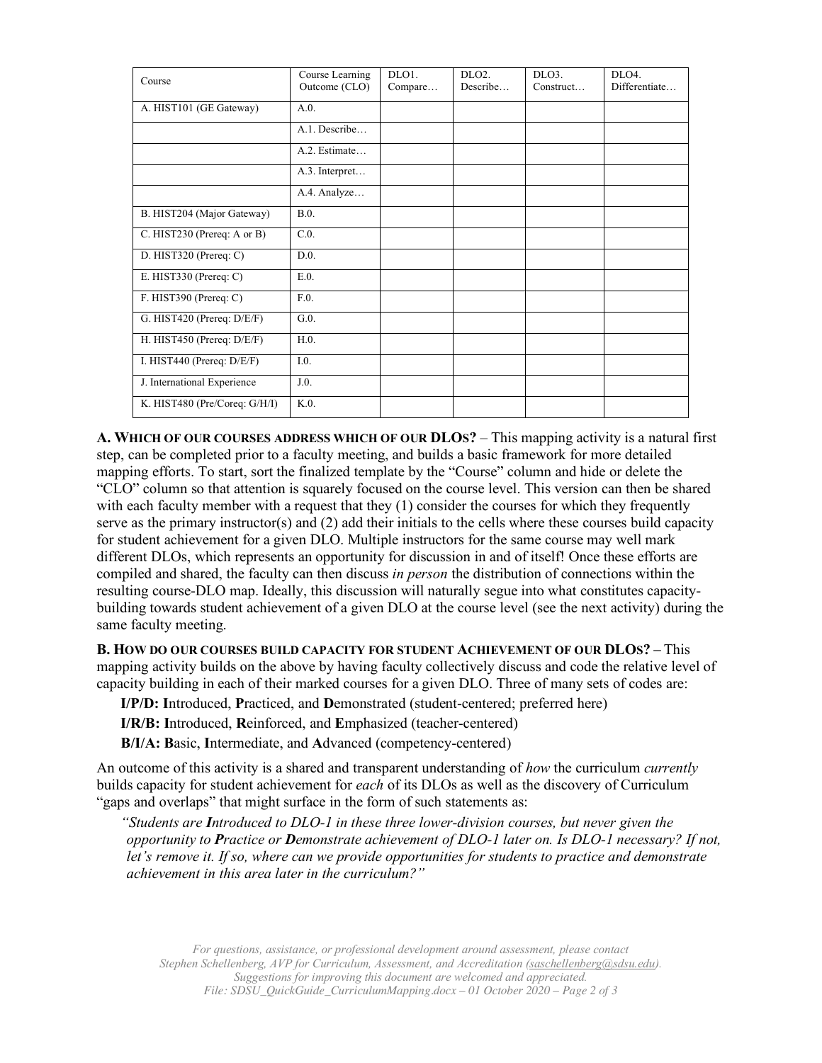| Course | Course Learning Outcome (CLO) | DLO1. Compare… | DLO2. Describe… | DLO3. Construct… | DLO4. Differentiate… |
|---|---|---|---|---|---|
| A. HIST101 (GE Gateway) | A.0. | | | | |
| | A.1. Describe… | | | | |
| | A.2. Estimate… | | | | |
| | A.3. Interpret… | | | | |
| | A.4. Analyze… | | | | |
| B. HIST204 (Major Gateway) | B.0. | | | | |
| C. HIST230 (Prereq: A or B) | C.0. | | | | |
| D. HIST320 (Prereq: C) | D.0. | | | | |
| E. HIST330 (Prereq: C) | E.0. | | | | |
| F. HIST390 (Prereq: C) | F.0. | | | | |
| G. HIST420 (Prereq: D/E/F) | G.0. | | | | |
| H. HIST450 (Prereq: D/E/F) | H.0. | | | | |
| I. HIST440 (Prereq: D/E/F) | I.0. | | | | |
| J. International Experience | J.0. | | | | |
| K. HIST480 (Pre/Coreq: G/H/I) | K.0. | | | | |

**A. WHICH OF OUR COURSES ADDRESS WHICH OF OUR DLOS?** – This mapping activity is a natural first step, can be completed prior to a faculty meeting, and builds a basic framework for more detailed mapping efforts. To start, sort the finalized template by the "Course" column and hide or delete the "CLO" column so that attention is squarely focused on the course level. This version can then be shared with each faculty member with a request that they (1) consider the courses for which they frequently serve as the primary instructor(s) and (2) add their initials to the cells where these courses build capacity for student achievement for a given DLO. Multiple instructors for the same course may well mark different DLOs, which represents an opportunity for discussion in and of itself! Once these efforts are compiled and shared, the faculty can then discuss *in person* the distribution of connections within the resulting course-DLO map. Ideally, this discussion will naturally segue into what constitutes capacity-building towards student achievement of a given DLO at the course level (see the next activity) during the same faculty meeting.

**B. HOW DO OUR COURSES BUILD CAPACITY FOR STUDENT ACHIEVEMENT OF OUR DLOS? –** This mapping activity builds on the above by having faculty collectively discuss and code the relative level of capacity building in each of their marked courses for a given DLO. Three of many sets of codes are:

**I/P/D: I**ntroduced, **P**racticed, and **D**emonstrated (student-centered; preferred here)

**I/R/B: I**ntroduced, **R**einforced, and **E**mphasized (teacher-centered)

**B/I/A: B**asic, **I**ntermediate, and **A**dvanced (competency-centered)

An outcome of this activity is a shared and transparent understanding of *how* the curriculum *currently* builds capacity for student achievement for *each* of its DLOs as well as the discovery of Curriculum "gaps and overlaps" that might surface in the form of such statements as:

*"Students are **I**ntroduced to DLO-1 in these three lower-division courses, but never given the opportunity to **P**ractice or **D**emonstrate achievement of DLO-1 later on. Is DLO-1 necessary? If not, let's remove it. If so, where can we provide opportunities for students to practice and demonstrate achievement in this area later in the curriculum?"*

*For questions, assistance, or professional development around assessment, please contact Stephen Schellenberg, AVP for Curriculum, Assessment, and Accreditation (saschellenberg@sdsu.edu). Suggestions for improving this document are welcomed and appreciated.*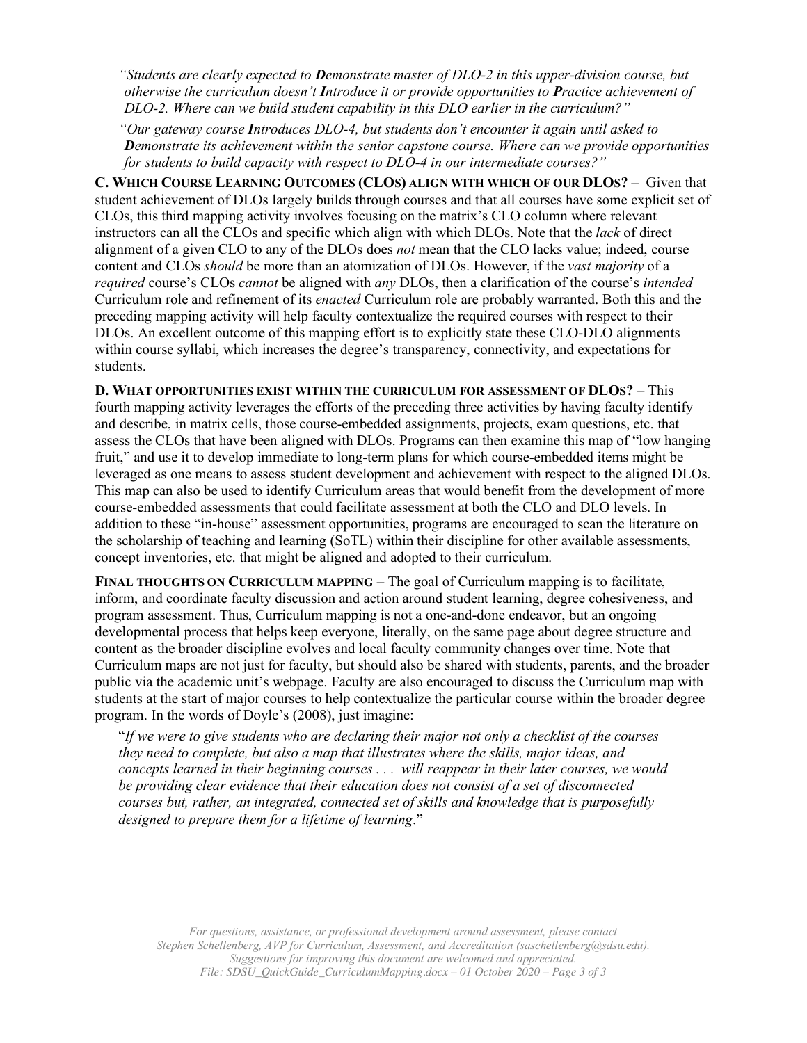> *"Students are clearly expected to **D**emonstrate master of DLO-2 in this upper-division course, but otherwise the curriculum doesn't **I**ntroduce it or provide opportunities to **P**ractice achievement of DLO-2. Where can we build student capability in this DLO earlier in the curriculum?"*

> *"Our gateway course **I**ntroduces DLO-4, but students don't encounter it again until asked to **D**emonstrate its achievement within the senior capstone course. Where can we provide opportunities for students to build capacity with respect to DLO-4 in our intermediate courses?"*

**C. WHICH COURSE LEARNING OUTCOMES (CLOS) ALIGN WITH WHICH OF OUR DLOS?** – Given that student achievement of DLOs largely builds through courses and that all courses have some explicit set of CLOs, this third mapping activity involves focusing on the matrix's CLO column where relevant instructors can all the CLOs and specific which align with which DLOs. Note that the *lack* of direct alignment of a given CLO to any of the DLOs does *not* mean that the CLO lacks value; indeed, course content and CLOs *should* be more than an atomization of DLOs. However, if the *vast majority* of a *required* course's CLOs *cannot* be aligned with *any* DLOs, then a clarification of the course's *intended* Curriculum role and refinement of its *enacted* Curriculum role are probably warranted. Both this and the preceding mapping activity will help faculty contextualize the required courses with respect to their DLOs. An excellent outcome of this mapping effort is to explicitly state these CLO-DLO alignments within course syllabi, which increases the degree's transparency, connectivity, and expectations for students.

**D. WHAT OPPORTUNITIES EXIST WITHIN THE CURRICULUM FOR ASSESSMENT OF DLOS?** – This fourth mapping activity leverages the efforts of the preceding three activities by having faculty identify and describe, in matrix cells, those course-embedded assignments, projects, exam questions, etc. that assess the CLOs that have been aligned with DLOs. Programs can then examine this map of "low hanging fruit," and use it to develop immediate to long-term plans for which course-embedded items might be leveraged as one means to assess student development and achievement with respect to the aligned DLOs. This map can also be used to identify Curriculum areas that would benefit from the development of more course-embedded assessments that could facilitate assessment at both the CLO and DLO levels. In addition to these "in-house" assessment opportunities, programs are encouraged to scan the literature on the scholarship of teaching and learning (SoTL) within their discipline for other available assessments, concept inventories, etc. that might be aligned and adopted to their curriculum.

**FINAL THOUGHTS ON CURRICULUM MAPPING** – The goal of Curriculum mapping is to facilitate, inform, and coordinate faculty discussion and action around student learning, degree cohesiveness, and program assessment. Thus, Curriculum mapping is not a one-and-done endeavor, but an ongoing developmental process that helps keep everyone, literally, on the same page about degree structure and content as the broader discipline evolves and local faculty community changes over time. Note that Curriculum maps are not just for faculty, but should also be shared with students, parents, and the broader public via the academic unit's webpage. Faculty are also encouraged to discuss the Curriculum map with students at the start of major courses to help contextualize the particular course within the broader degree program. In the words of Doyle's (2008), just imagine:

> "*If we were to give students who are declaring their major not only a checklist of the courses they need to complete, but also a map that illustrates where the skills, major ideas, and concepts learned in their beginning courses . . . will reappear in their later courses, we would be providing clear evidence that their education does not consist of a set of disconnected courses but, rather, an integrated, connected set of skills and knowledge that is purposefully designed to prepare them for a lifetime of learning*."

*For questions, assistance, or professional development around assessment, please contact Stephen Schellenberg, AVP for Curriculum, Assessment, and Accreditation (saschellenberg@sdsu.edu). Suggestions for improving this document are welcomed and appreciated.*